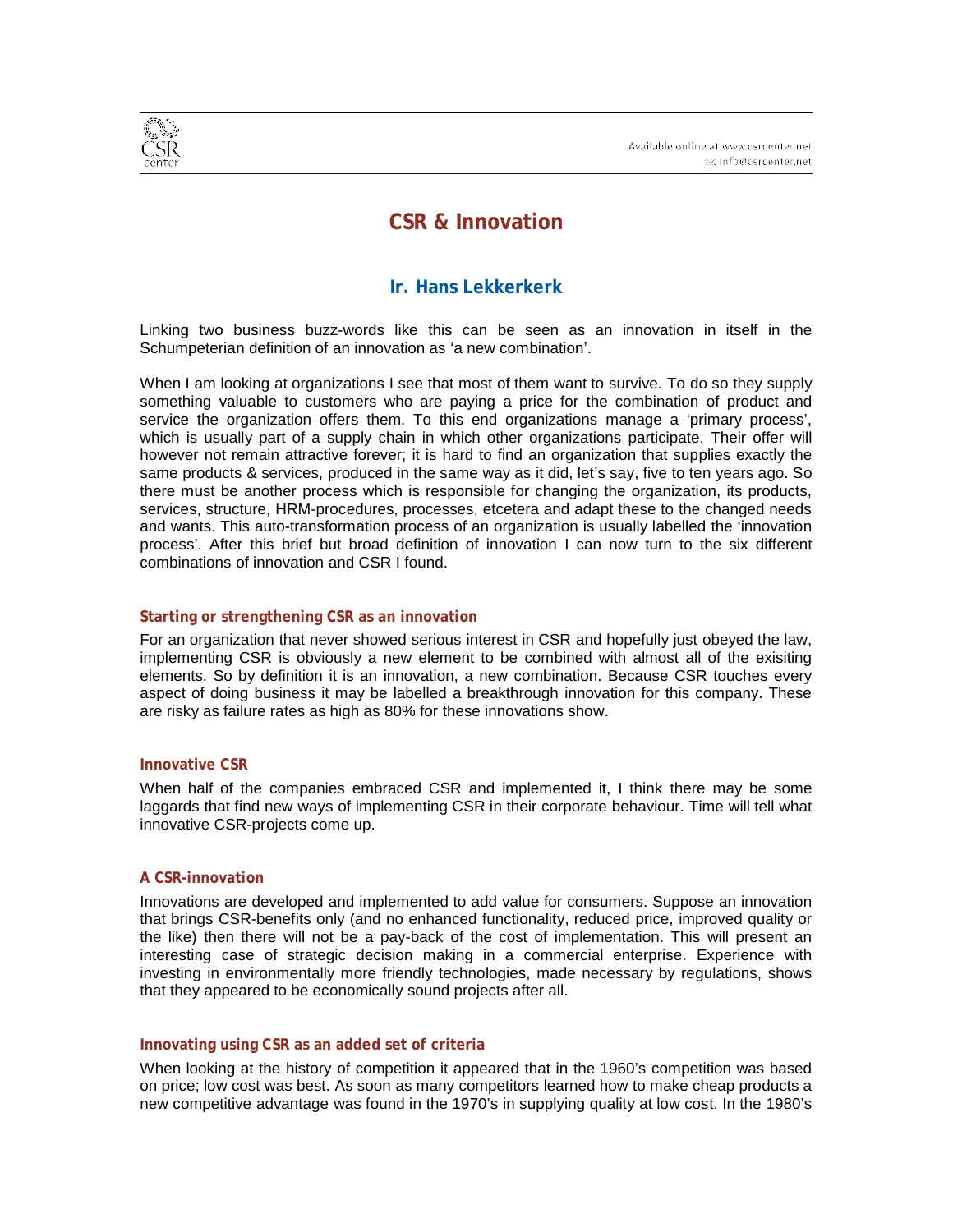# CSR & Innovation

## Ir. Hans Lekkerkerk

Linking two business buzz-words like this can be seen as an innovation in itself in the Schumpeterian definition of an innovation as 'a new combination'.

When I am looking at organizations I see that most of them want to survive. To do so they supply something valuable to customers who are paying a price for the combination of product and service the organization offers them. To this end organizations manage a 'primary process', which is usually part of a supply chain in which other organizations participate. Their offer will however not remain attractive forever; it is hard to find an organization that supplies exactly the same products & services, produced in the same way as it did, let's say, five to ten years ago. So there must be another process which is responsible for changing the organization, its products, services, structure, HRM-procedures, processes, etcetera and adapt these to the changed needs and wants. This auto-transformation process of an organization is usually labelled the 'innovation process'. After this brief but broad definition of innovation I can now turn to the six different combinations of innovation and CSR I found.

### Starting or strengthening CSR as an innovation

For an organization that never showed serious interest in CSR and hopefully just obeyed the law, implementing CSR is obviously a new element to be combined with almost all of the exisiting elements. So by definition it is an innovation, a new combination. Because CSR touches every aspect of doing business it may be labelled a breakthrough innovation for this company. These are risky as failure rates as high as 80% for these innovations show.

### Innovative CSR

When half of the companies embraced CSR and implemented it, I think there may be some laggards that find new ways of implementing CSR in their corporate behaviour. Time will tell what innovative CSR-projects come up.

### A CSR-innovation

Innovations are developed and implemented to add value for consumers. Suppose an innovation that brings CSR-benefits only (and no enhanced functionality, reduced price, improved quality or the like) then there will not be a pay-back of the cost of implementation. This will present an interesting case of strategic decision making in a commercial enterprise. Experience with investing in environmentally more friendly technologies, made necessary by regulations, shows that they appeared to be economically sound projects after all.

### Innovating using CSR as an added set of criteria

When looking at the history of competition it appeared that in the 1960's competition was based on price; low cost was best. As soon as many competitors learned how to make cheap products a new competitive advantage was found in the 1970's in supplying quality at low cost. In the 1980's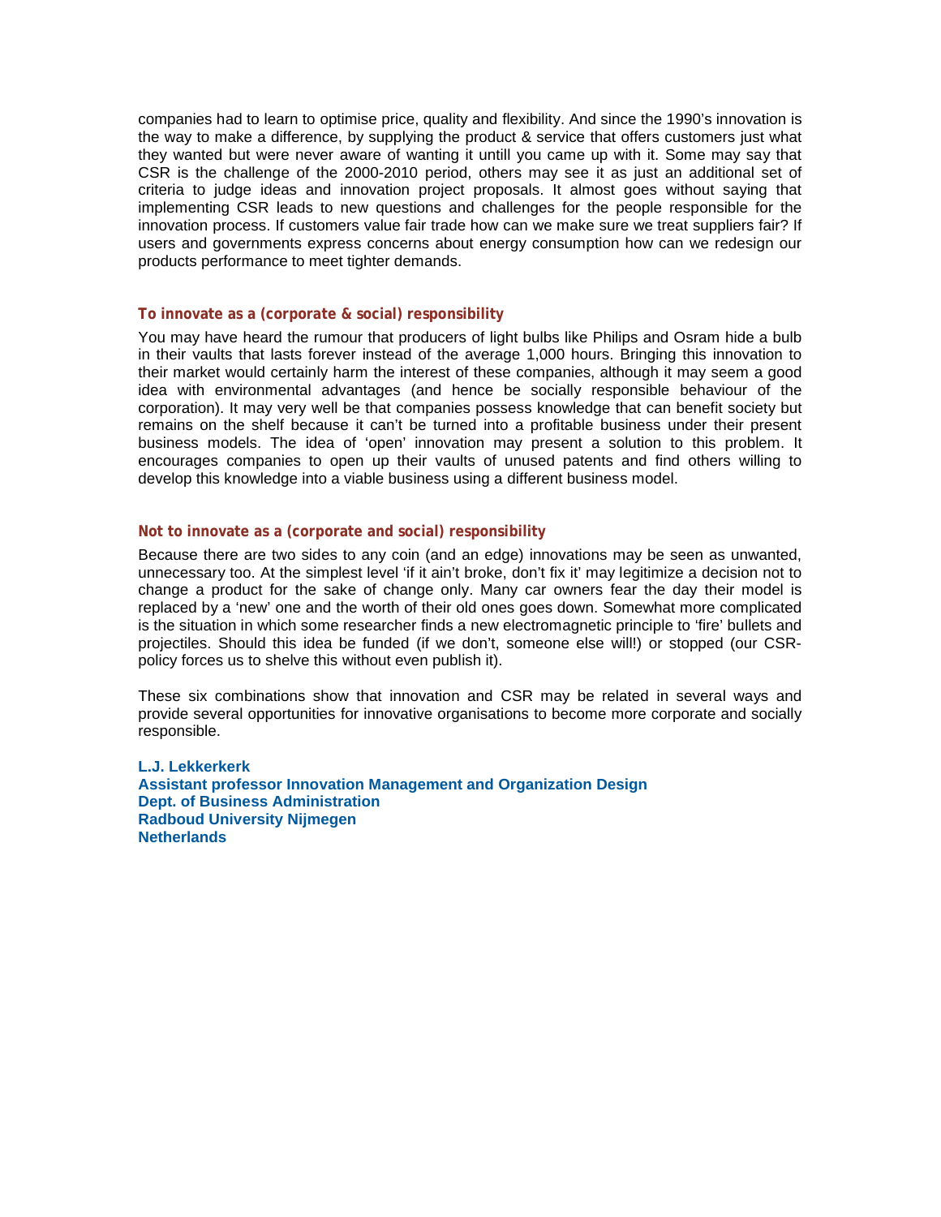companies had to learn to optimise price, quality and flexibility. And since the 1990's innovation is the way to make a difference, by supplying the product & service that offers customers just what they wanted but were never aware of wanting it untill you came up with it. Some may say that CSR is the challenge of the 2000-2010 period, others may see it as just an additional set of criteria to judge ideas and innovation project proposals. It almost goes without saying that implementing CSR leads to new questions and challenges for the people responsible for the innovation process. If customers value fair trade how can we make sure we treat suppliers fair? If users and governments express concerns about energy consumption how can we redesign our products performance to meet tighter demands.

### To innovate as a (corporate & social) responsibility

You may have heard the rumour that producers of light bulbs like Philips and Osram hide a bulb in their vaults that lasts forever instead of the average 1,000 hours. Bringing this innovation to their market would certainly harm the interest of these companies, although it may seem a good idea with environmental advantages (and hence be socially responsible behaviour of the corporation). It may very well be that companies possess knowledge that can benefit society but remains on the shelf because it can't be turned into a profitable business under their present business models. The idea of 'open' innovation may present a solution to this problem. It encourages companies to open up their vaults of unused patents and find others willing to develop this knowledge into a viable business using a different business model.

### Not to innovate as a (corporate and social) responsibility

Because there are two sides to any coin (and an edge) innovations may be seen as unwanted, unnecessary too. At the simplest level 'if it ain't broke, don't fix it' may legitimize a decision not to change a product for the sake of change only. Many car owners fear the day their model is replaced by a 'new' one and the worth of their old ones goes down. Somewhat more complicated is the situation in which some researcher finds a new electromagnetic principle to 'fire' bullets and projectiles. Should this idea be funded (if we don't, someone else will!) or stopped (our CSR-policy forces us to shelve this without even publish it).

These six combinations show that innovation and CSR may be related in several ways and provide several opportunities for innovative organisations to become more corporate and socially responsible.

**L.J. Lekkerkerk**
**Assistant professor Innovation Management and Organization Design**
**Dept. of Business Administration**
**Radboud University Nijmegen**
**Netherlands**